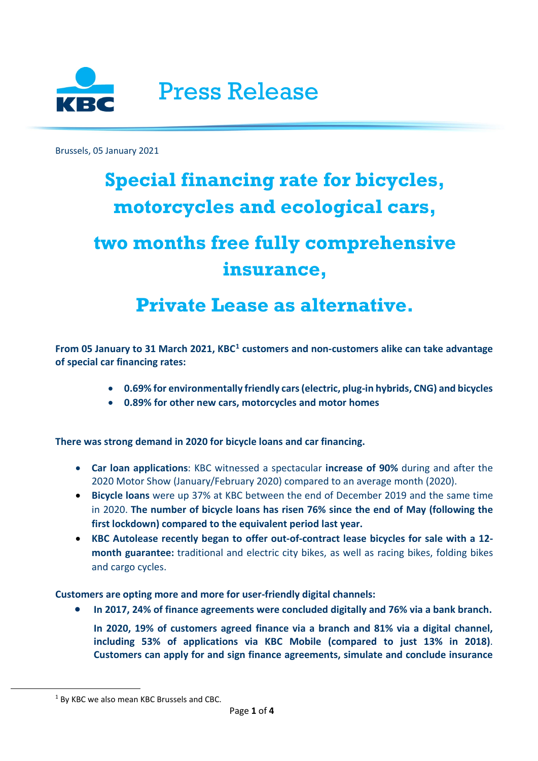# Press Release

Brussels, 05 January 2021

# Special financing rate for bicycles, motorcycles and ecological cars,

# two months free fully comprehensive insurance,

# Private Lease as alternative.

**From 05 January to 31 March 2021, KBC[1] customers and non-customers alike can take advantage of special car financing rates:**

- **0.69% for environmentally friendly cars (electric, plug-in hybrids, CNG) and bicycles**
- **0.89% for other new cars, motorcycles and motor homes**

**There was strong demand in 2020 for bicycle loans and car financing.**

- **Car loan applications**: KBC witnessed a spectacular **increase of 90%** during and after the 2020 Motor Show (January/February 2020) compared to an average month (2020).
- **Bicycle loans** were up 37% at KBC between the end of December 2019 and the same time in 2020. **The number of bicycle loans has risen 76% since the end of May (following the first lockdown) compared to the equivalent period last year.**
- **KBC Autolease recently began to offer out-of-contract lease bicycles for sale with a 12-month guarantee:** traditional and electric city bikes, as well as racing bikes, folding bikes and cargo cycles.

**Customers are opting more and more for user-friendly digital channels:**

- **In 2017, 24% of finance agreements were concluded digitally and 76% via a bank branch.**

  **In 2020, 19% of customers agreed finance via a branch and 81% via a digital channel, including 53% of applications via KBC Mobile (compared to just 13% in 2018)**. **Customers can apply for and sign finance agreements, simulate and conclude insurance**

---

[1] By KBC we also mean KBC Brussels and CBC.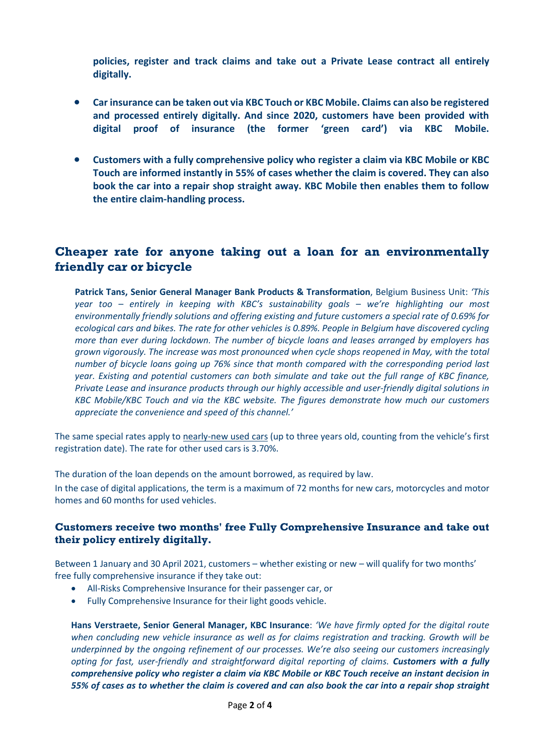**policies, register and track claims and take out a Private Lease contract all entirely digitally.**

- **Car insurance can be taken out via KBC Touch or KBC Mobile. Claims can also be registered and processed entirely digitally. And since 2020, customers have been provided with digital proof of insurance (the former 'green card') via KBC Mobile.**
- **Customers with a fully comprehensive policy who register a claim via KBC Mobile or KBC Touch are informed instantly in 55% of cases whether the claim is covered. They can also book the car into a repair shop straight away. KBC Mobile then enables them to follow the entire claim-handling process.**

## Cheaper rate for anyone taking out a loan for an environmentally friendly car or bicycle

**Patrick Tans, Senior General Manager Bank Products & Transformation**, Belgium Business Unit: *'This year too – entirely in keeping with KBC's sustainability goals – we're highlighting our most environmentally friendly solutions and offering existing and future customers a special rate of 0.69% for ecological cars and bikes. The rate for other vehicles is 0.89%. People in Belgium have discovered cycling more than ever during lockdown. The number of bicycle loans and leases arranged by employers has grown vigorously. The increase was most pronounced when cycle shops reopened in May, with the total number of bicycle loans going up 76% since that month compared with the corresponding period last year. Existing and potential customers can both simulate and take out the full range of KBC finance, Private Lease and insurance products through our highly accessible and user-friendly digital solutions in KBC Mobile/KBC Touch and via the KBC website. The figures demonstrate how much our customers appreciate the convenience and speed of this channel.'*

The same special rates apply to nearly-new used cars (up to three years old, counting from the vehicle's first registration date). The rate for other used cars is 3.70%.

The duration of the loan depends on the amount borrowed, as required by law.

In the case of digital applications, the term is a maximum of 72 months for new cars, motorcycles and motor homes and 60 months for used vehicles.

### Customers receive two months' free Fully Comprehensive Insurance and take out their policy entirely digitally.

Between 1 January and 30 April 2021, customers – whether existing or new – will qualify for two months' free fully comprehensive insurance if they take out:

- All-Risks Comprehensive Insurance for their passenger car, or
- Fully Comprehensive Insurance for their light goods vehicle.

**Hans Verstraete, Senior General Manager, KBC Insurance**: *'We have firmly opted for the digital route when concluding new vehicle insurance as well as for claims registration and tracking. Growth will be underpinned by the ongoing refinement of our processes. We're also seeing our customers increasingly opting for fast, user-friendly and straightforward digital reporting of claims.* ***Customers with a fully comprehensive policy who register a claim via KBC Mobile or KBC Touch receive an instant decision in 55% of cases as to whether the claim is covered and can also book the car into a repair shop straight***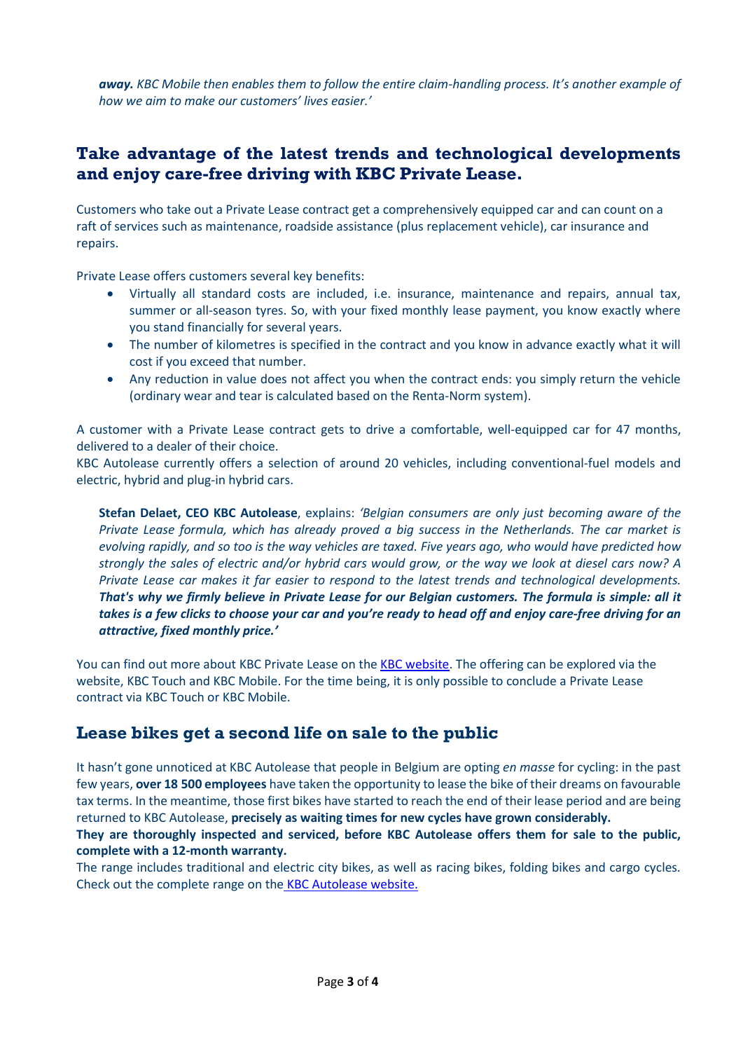***away.*** *KBC Mobile then enables them to follow the entire claim-handling process. It's another example of how we aim to make our customers' lives easier.'*

## Take advantage of the latest trends and technological developments and enjoy care-free driving with KBC Private Lease.

Customers who take out a Private Lease contract get a comprehensively equipped car and can count on a raft of services such as maintenance, roadside assistance (plus replacement vehicle), car insurance and repairs.

Private Lease offers customers several key benefits:

- Virtually all standard costs are included, i.e. insurance, maintenance and repairs, annual tax, summer or all-season tyres. So, with your fixed monthly lease payment, you know exactly where you stand financially for several years.
- The number of kilometres is specified in the contract and you know in advance exactly what it will cost if you exceed that number.
- Any reduction in value does not affect you when the contract ends: you simply return the vehicle (ordinary wear and tear is calculated based on the Renta-Norm system).

A customer with a Private Lease contract gets to drive a comfortable, well-equipped car for 47 months, delivered to a dealer of their choice.
KBC Autolease currently offers a selection of around 20 vehicles, including conventional-fuel models and electric, hybrid and plug-in hybrid cars.

**Stefan Delaet, CEO KBC Autolease**, explains: *'Belgian consumers are only just becoming aware of the Private Lease formula, which has already proved a big success in the Netherlands. The car market is evolving rapidly, and so too is the way vehicles are taxed. Five years ago, who would have predicted how strongly the sales of electric and/or hybrid cars would grow, or the way we look at diesel cars now? A Private Lease car makes it far easier to respond to the latest trends and technological developments.* ***That's why we firmly believe in Private Lease for our Belgian customers. The formula is simple: all it takes is a few clicks to choose your car and you're ready to head off and enjoy care-free driving for an attractive, fixed monthly price.'***

You can find out more about KBC Private Lease on the KBC website. The offering can be explored via the website, KBC Touch and KBC Mobile. For the time being, it is only possible to conclude a Private Lease contract via KBC Touch or KBC Mobile.

## Lease bikes get a second life on sale to the public

It hasn't gone unnoticed at KBC Autolease that people in Belgium are opting *en masse* for cycling: in the past few years, **over 18 500 employees** have taken the opportunity to lease the bike of their dreams on favourable tax terms. In the meantime, those first bikes have started to reach the end of their lease period and are being returned to KBC Autolease, **precisely as waiting times for new cycles have grown considerably.**
**They are thoroughly inspected and serviced, before KBC Autolease offers them for sale to the public, complete with a 12-month warranty.**
The range includes traditional and electric city bikes, as well as racing bikes, folding bikes and cargo cycles. Check out the complete range on the KBC Autolease website.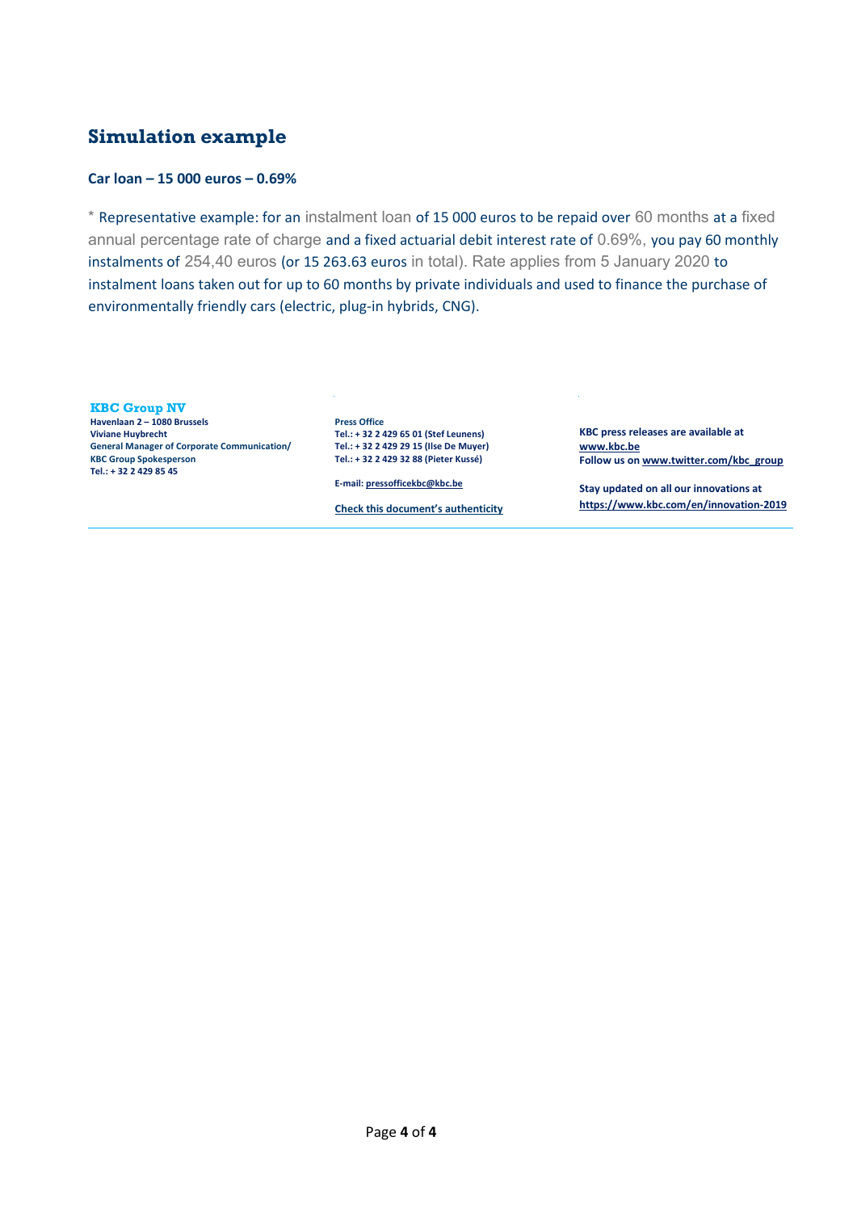## Simulation example

**Car loan – 15 000 euros – 0.69%**

* Representative example: for an instalment loan of 15 000 euros to be repaid over 60 months at a fixed annual percentage rate of charge and a fixed actuarial debit interest rate of 0.69%, you pay 60 monthly instalments of 254,40 euros (or 15 263.63 euros in total). Rate applies from 5 January 2020 to instalment loans taken out for up to 60 months by private individuals and used to finance the purchase of environmentally friendly cars (electric, plug-in hybrids, CNG).

**KBC Group NV**
**Havenlaan 2 – 1080 Brussels**
**Viviane Huybrecht**
**General Manager of Corporate Communication/**
**KBC Group Spokesperson**
**Tel.: + 32 2 429 85 45**

**Press Office**
**Tel.: + 32 2 429 65 01 (Stef Leunens)**
**Tel.: + 32 2 429 29 15 (Ilse De Muyer)**
**Tel.: + 32 2 429 32 88 (Pieter Kussé)**

**E-mail: pressofficekbc@kbc.be**

**Check this document's authenticity**

**KBC press releases are available at www.kbc.be**
**Follow us on www.twitter.com/kbc_group**

**Stay updated on all our innovations at https://www.kbc.com/en/innovation-2019**